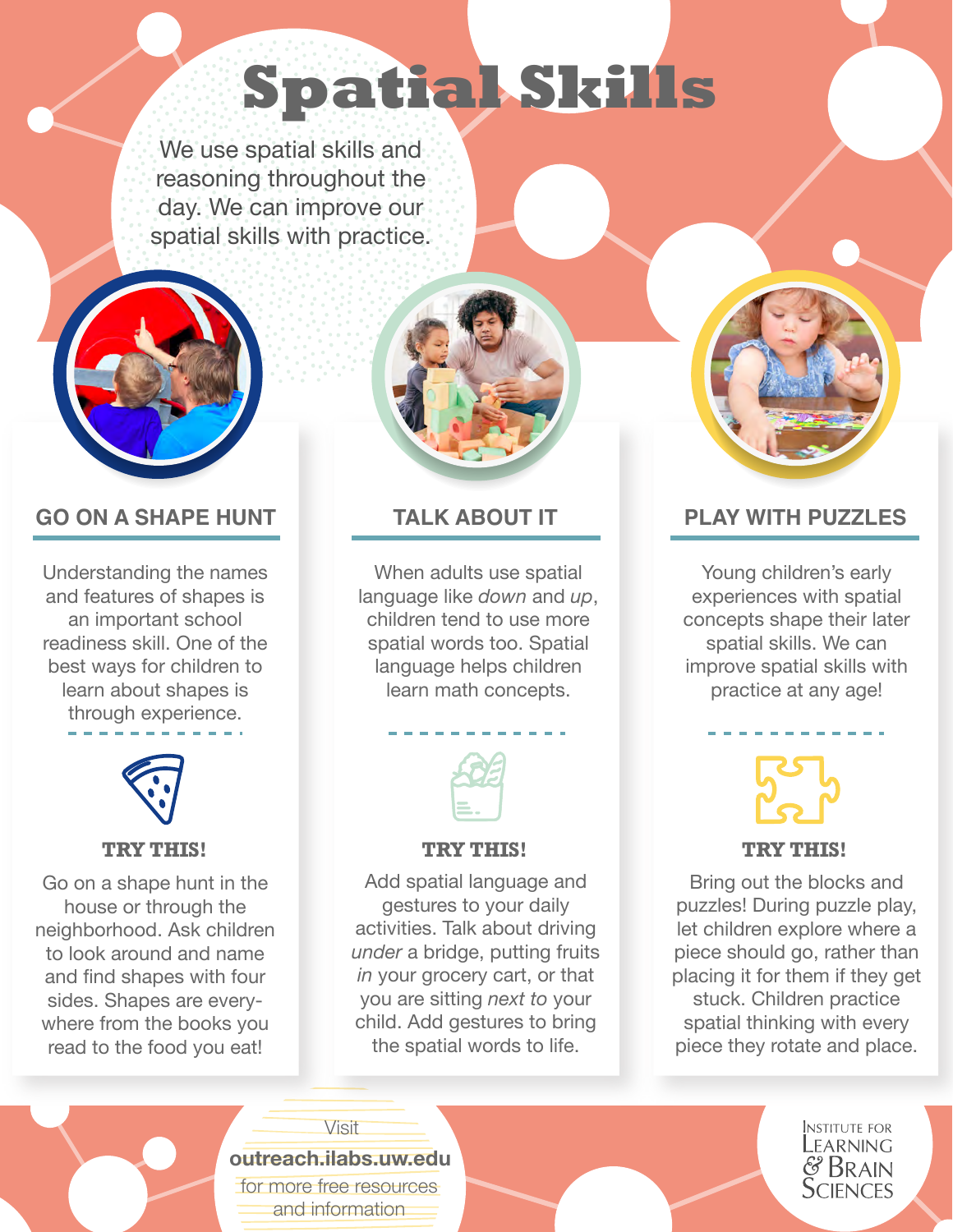# Spatial Skills

We use spatial skills and reasoning throughout the day. We can improve our spatial skills with practice.

## GO ON A SHAPE HUNT

Understanding the names and features of shapes is an important school readiness skill. One of the best ways for children to learn about shapes is through experience.

### TRY THIS!

Go on a shape hunt in the house or through the neighborhood. Ask children to look around and name and find shapes with four sides. Shapes are everywhere from the books you read to the food you eat!

## TALK ABOUT IT

When adults use spatial language like *down* and *up*, children tend to use more spatial words too. Spatial language helps children learn math concepts.

### TRY THIS!

Add spatial language and gestures to your daily activities. Talk about driving *under* a bridge, putting fruits *in* your grocery cart, or that you are sitting *next to* your child. Add gestures to bring the spatial words to life.

## PLAY WITH PUZZLES

Young children's early experiences with spatial concepts shape their later spatial skills. We can improve spatial skills with practice at any age!

### TRY THIS!

Bring out the blocks and puzzles! During puzzle play, let children explore where a piece should go, rather than placing it for them if they get stuck. Children practice spatial thinking with every piece they rotate and place.

Visit **outreach.ilabs.uw.edu** for more free resources and information

Institute for Learning & Brain Sciences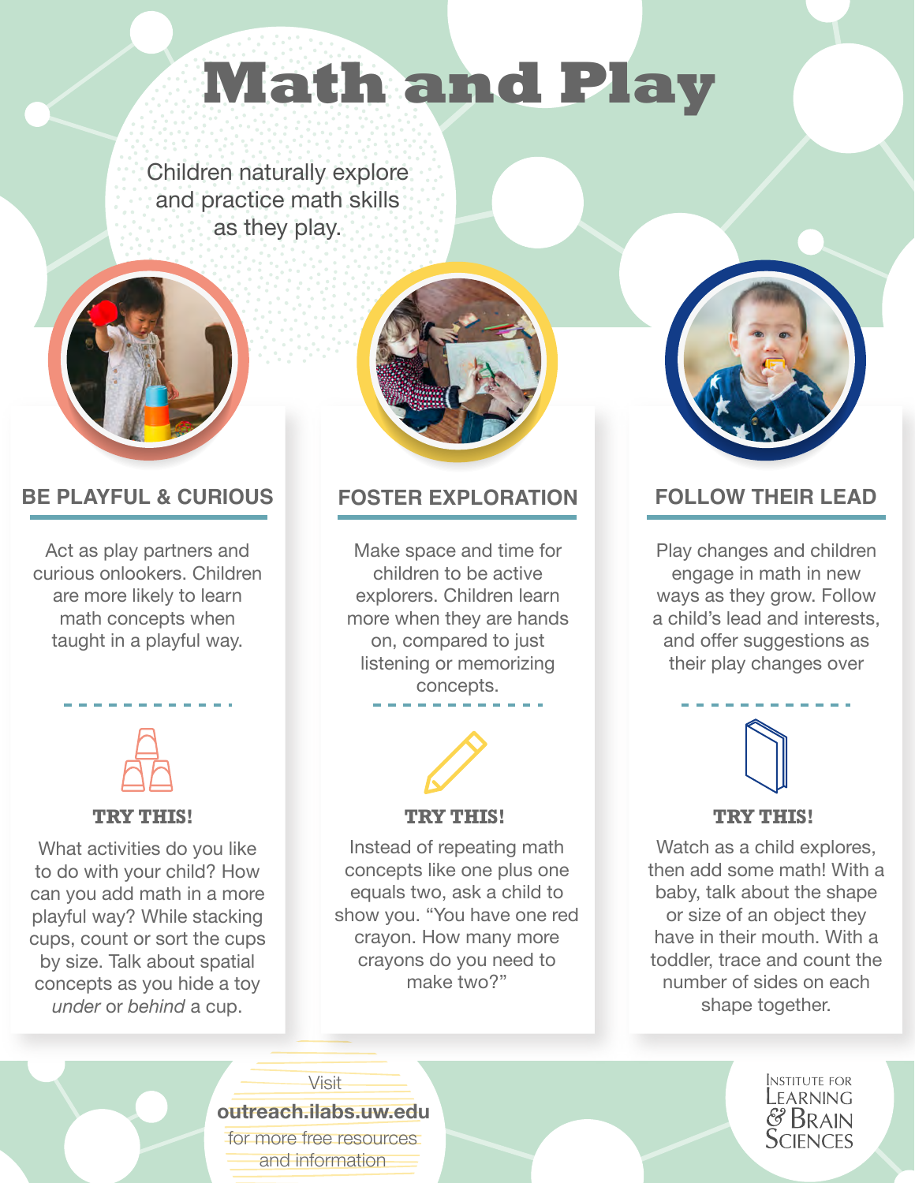# Math and Play

Children naturally explore and practice math skills as they play.

## BE PLAYFUL & CURIOUS

Act as play partners and curious onlookers. Children are more likely to learn math concepts when taught in a playful way.

### TRY THIS!

What activities do you like to do with your child? How can you add math in a more playful way? While stacking cups, count or sort the cups by size. Talk about spatial concepts as you hide a toy *under* or *behind* a cup.

## FOSTER EXPLORATION

Make space and time for children to be active explorers. Children learn more when they are hands on, compared to just listening or memorizing concepts.

### TRY THIS!

Instead of repeating math concepts like one plus one equals two, ask a child to show you. "You have one red crayon. How many more crayons do you need to make two?"

## FOLLOW THEIR LEAD

Play changes and children engage in math in new ways as they grow. Follow a child's lead and interests, and offer suggestions as their play changes over

### TRY THIS!

Watch as a child explores, then add some math! With a baby, talk about the shape or size of an object they have in their mouth. With a toddler, trace and count the number of sides on each shape together.

Visit **outreach.ilabs.uw.edu** for more free resources and information

Institute for Learning & Brain Sciences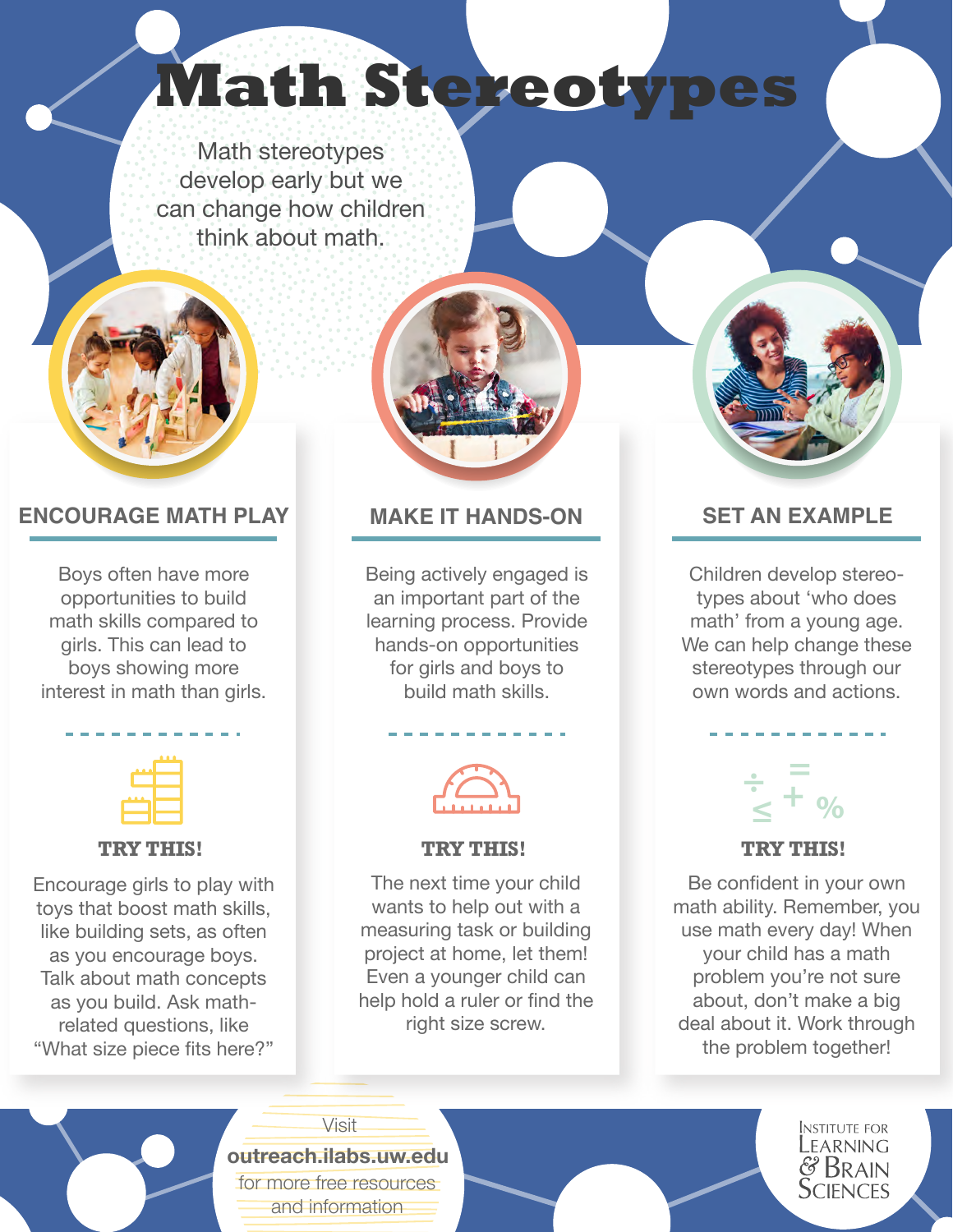# Math Stereotypes

Math stereotypes develop early but we can change how children think about math.

## ENCOURAGE MATH PLAY

Boys often have more opportunities to build math skills compared to girls. This can lead to boys showing more interest in math than girls.

### TRY THIS!

Encourage girls to play with toys that boost math skills, like building sets, as often as you encourage boys. Talk about math concepts as you build. Ask math-related questions, like "What size piece fits here?"

## MAKE IT HANDS-ON

Being actively engaged is an important part of the learning process. Provide hands-on opportunities for girls and boys to build math skills.

### TRY THIS!

The next time your child wants to help out with a measuring task or building project at home, let them! Even a younger child can help hold a ruler or find the right size screw.

## SET AN EXAMPLE

Children develop stereotypes about 'who does math' from a young age. We can help change these stereotypes through our own words and actions.

### TRY THIS!

Be confident in your own math ability. Remember, you use math every day! When your child has a math problem you're not sure about, don't make a big deal about it. Work through the problem together!

Visit **outreach.ilabs.uw.edu** for more free resources and information

Institute for Learning & Brain Sciences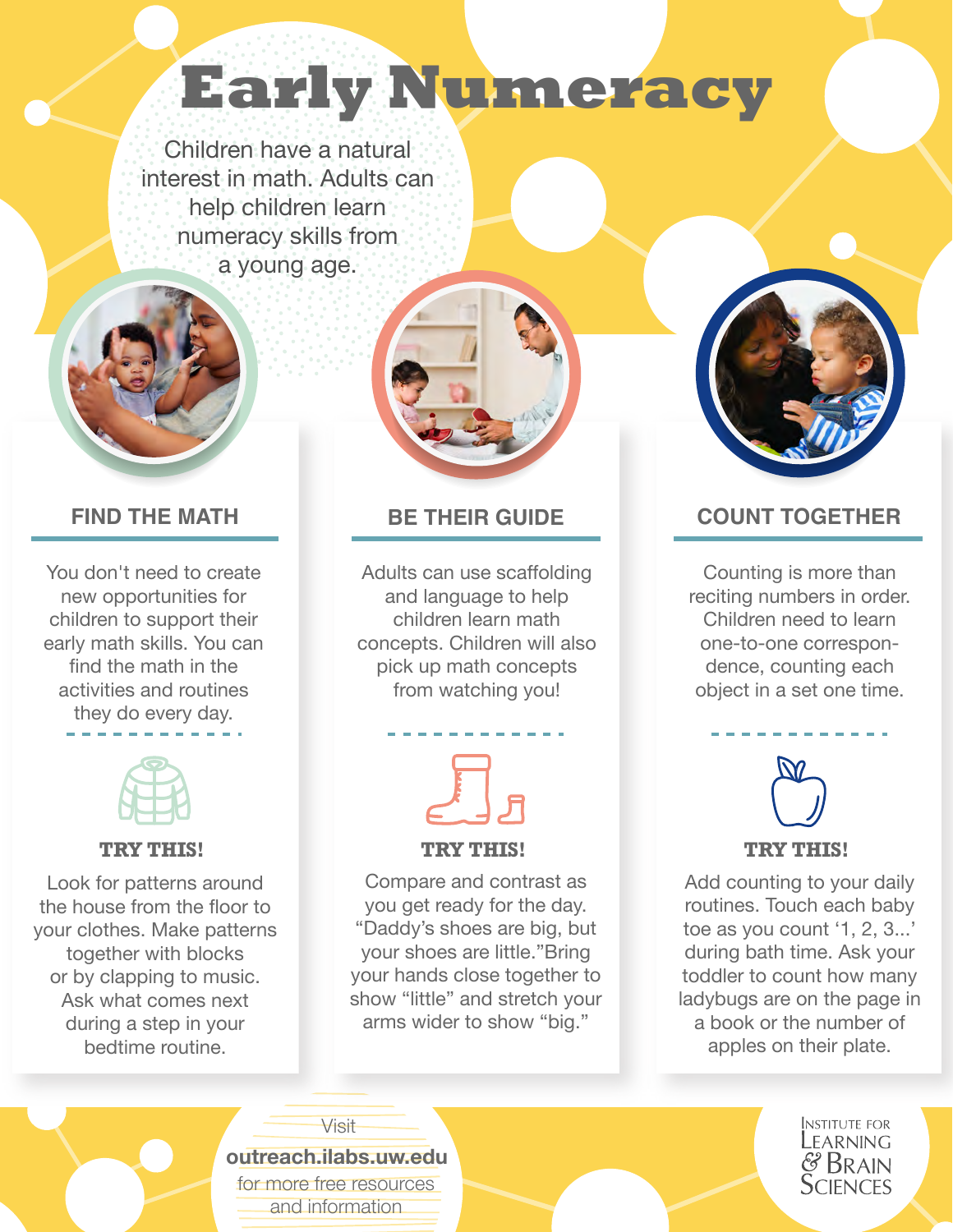# Early Numeracy

Children have a natural interest in math. Adults can help children learn numeracy skills from a young age.

## FIND THE MATH

You don't need to create new opportunities for children to support their early math skills. You can find the math in the activities and routines they do every day.

### TRY THIS!

Look for patterns around the house from the floor to your clothes. Make patterns together with blocks or by clapping to music. Ask what comes next during a step in your bedtime routine.

## BE THEIR GUIDE

Adults can use scaffolding and language to help children learn math concepts. Children will also pick up math concepts from watching you!

### TRY THIS!

Compare and contrast as you get ready for the day. "Daddy's shoes are big, but your shoes are little."Bring your hands close together to show "little" and stretch your arms wider to show "big."

## COUNT TOGETHER

Counting is more than reciting numbers in order. Children need to learn one-to-one correspondence, counting each object in a set one time.

### TRY THIS!

Add counting to your daily routines. Touch each baby toe as you count '1, 2, 3...' during bath time. Ask your toddler to count how many ladybugs are on the page in a book or the number of apples on their plate.

Visit **outreach.ilabs.uw.edu** for more free resources and information

Institute for Learning & Brain Sciences